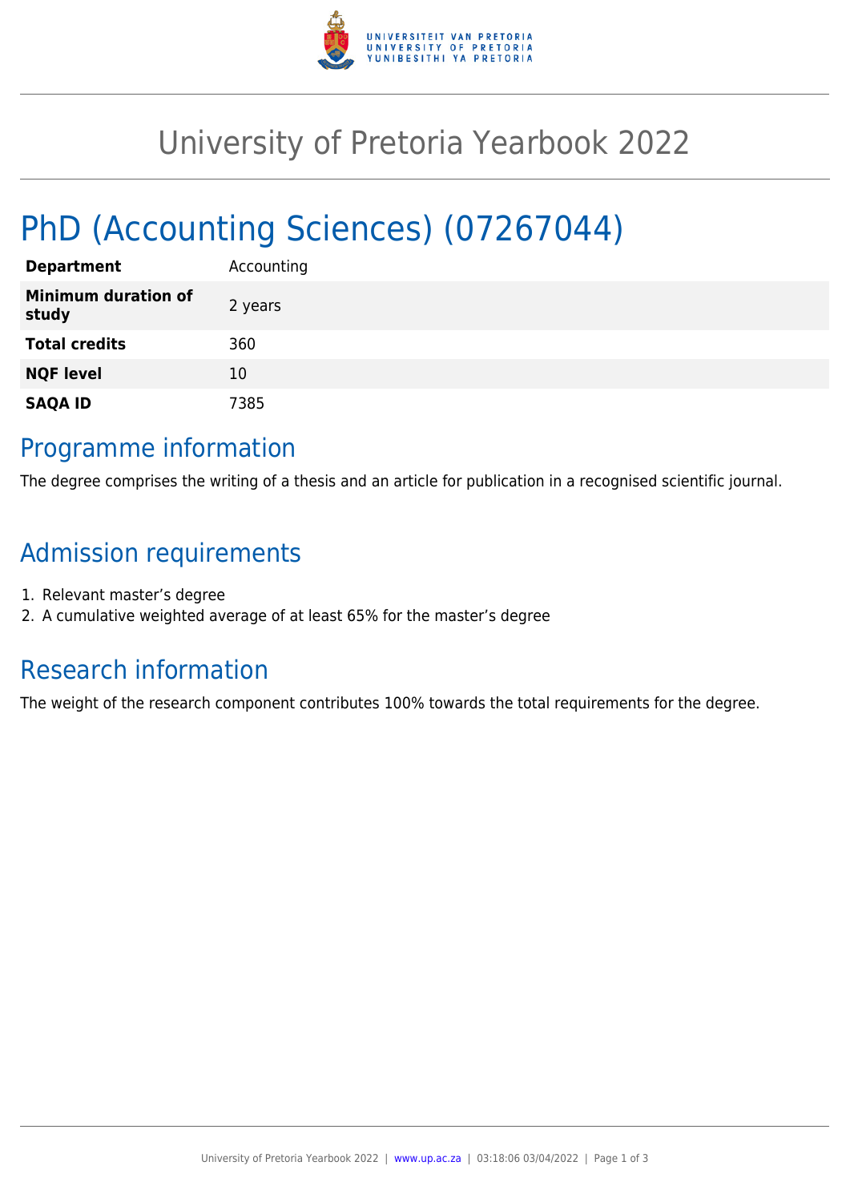# University of Pretoria Yearbook 2022

## PhD (Accounting Sciences) (07267044)

| | |
|---|---|
| **Department** | Accounting |
| **Minimum duration of study** | 2 years |
| **Total credits** | 360 |
| **NQF level** | 10 |
| **SAQA ID** | 7385 |

## Programme information

The degree comprises the writing of a thesis and an article for publication in a recognised scientific journal.

## Admission requirements

1. Relevant master's degree
2. A cumulative weighted average of at least 65% for the master's degree

## Research information

The weight of the research component contributes 100% towards the total requirements for the degree.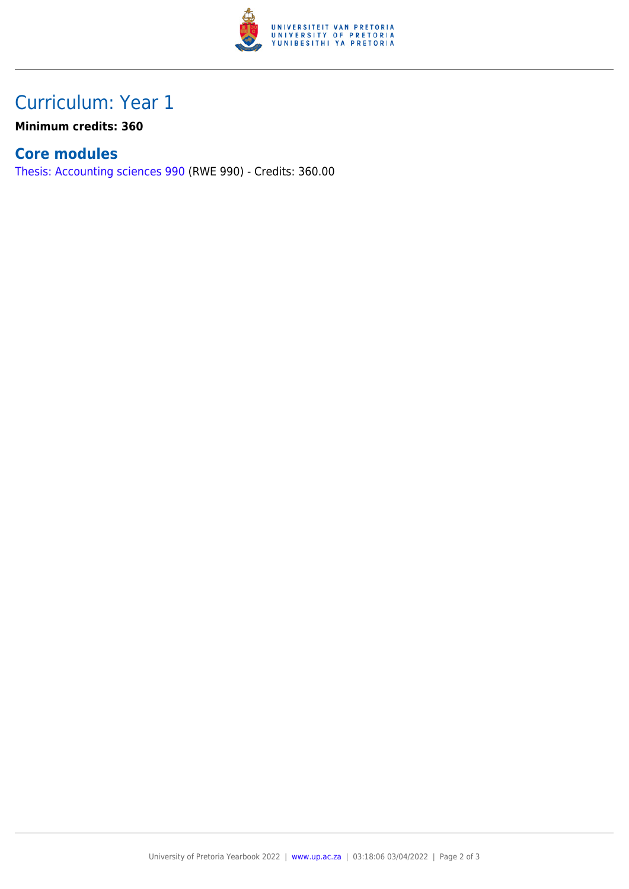# Curriculum: Year 1

**Minimum credits: 360**

## Core modules

Thesis: Accounting sciences 990 (RWE 990) - Credits: 360.00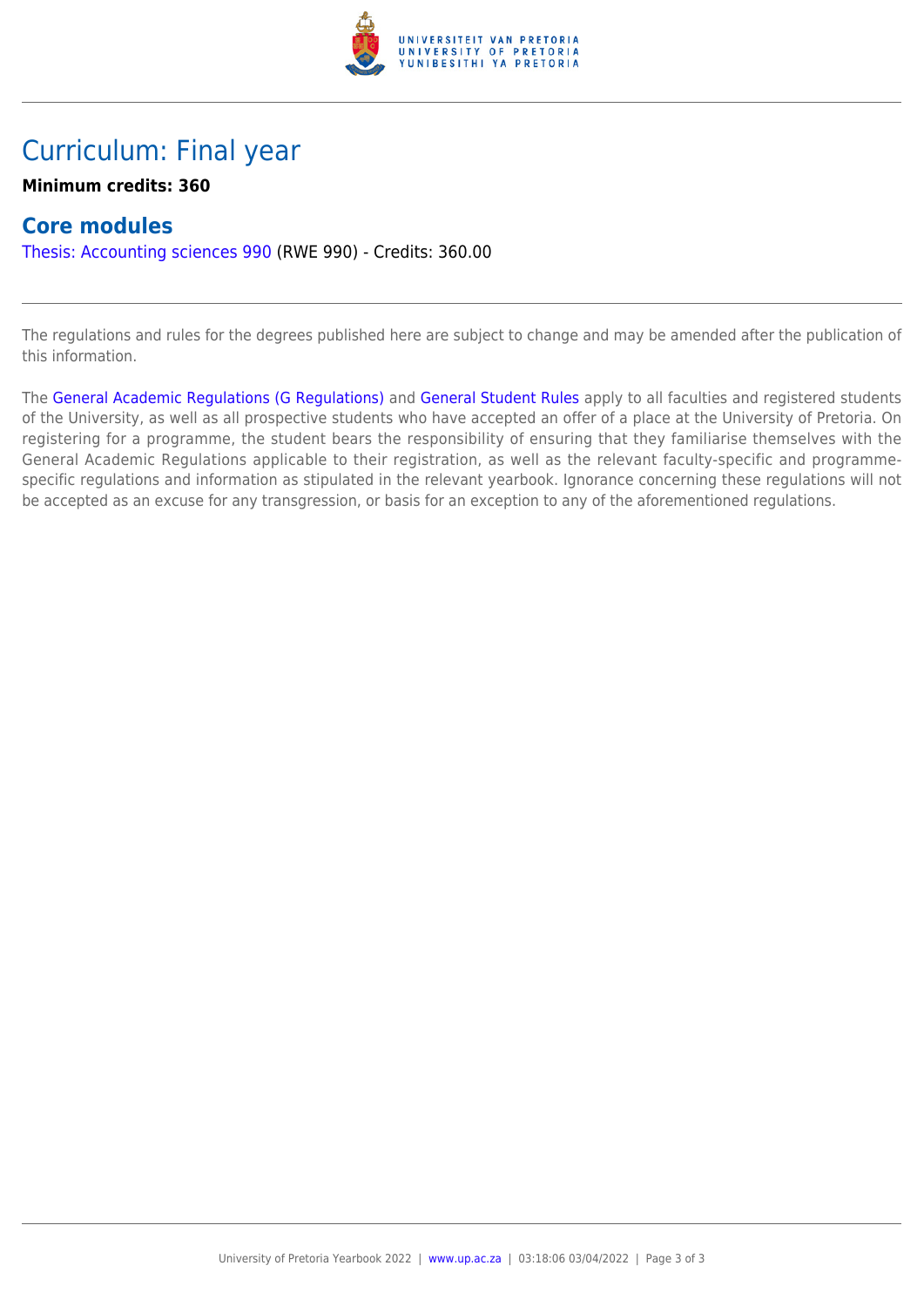# Curriculum: Final year

**Minimum credits: 360**

## Core modules

Thesis: Accounting sciences 990 (RWE 990) - Credits: 360.00

The regulations and rules for the degrees published here are subject to change and may be amended after the publication of this information.

The General Academic Regulations (G Regulations) and General Student Rules apply to all faculties and registered students of the University, as well as all prospective students who have accepted an offer of a place at the University of Pretoria. On registering for a programme, the student bears the responsibility of ensuring that they familiarise themselves with the General Academic Regulations applicable to their registration, as well as the relevant faculty-specific and programme-specific regulations and information as stipulated in the relevant yearbook. Ignorance concerning these regulations will not be accepted as an excuse for any transgression, or basis for an exception to any of the aforementioned regulations.